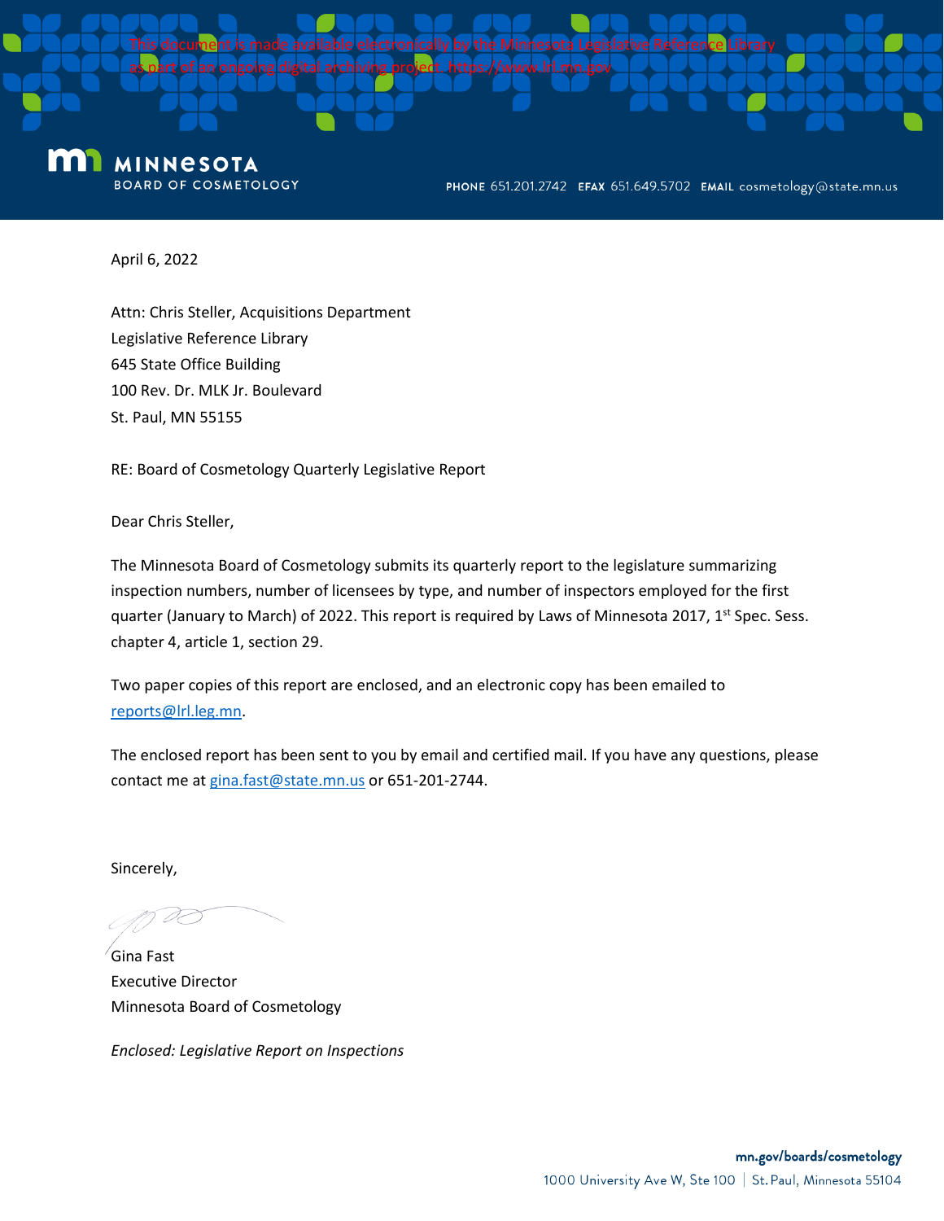This document is made available electronically by the Minnesota Legislative Reference Library as part of an ongoing digital archiving project. https://www.lrl.mn.gov

**MINNESOTA**
**BOARD OF COSMETOLOGY**

**PHONE** 651.201.2742 **EFAX** 651.649.5702 **EMAIL** cosmetology@state.mn.us

April 6, 2022

Attn: Chris Steller, Acquisitions Department
Legislative Reference Library
645 State Office Building
100 Rev. Dr. MLK Jr. Boulevard
St. Paul, MN 55155

RE: Board of Cosmetology Quarterly Legislative Report

Dear Chris Steller,

The Minnesota Board of Cosmetology submits its quarterly report to the legislature summarizing inspection numbers, number of licensees by type, and number of inspectors employed for the first quarter (January to March) of 2022. This report is required by Laws of Minnesota 2017, 1st Spec. Sess. chapter 4, article 1, section 29.

Two paper copies of this report are enclosed, and an electronic copy has been emailed to reports@lrl.leg.mn.

The enclosed report has been sent to you by email and certified mail. If you have any questions, please contact me at gina.fast@state.mn.us or 651-201-2744.

Sincerely,

Gina Fast
Executive Director
Minnesota Board of Cosmetology

*Enclosed: Legislative Report on Inspections*

mn.gov/boards/cosmetology
1000 University Ave W, Ste 100 | St. Paul, Minnesota 55104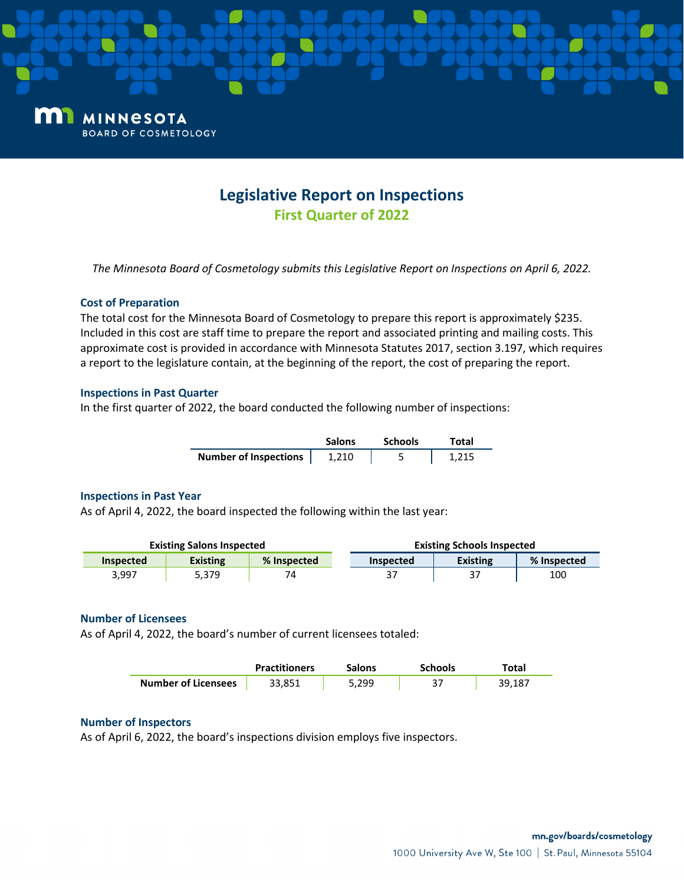MINNESOTA
BOARD OF COSMETOLOGY

# Legislative Report on Inspections

## First Quarter of 2022

*The Minnesota Board of Cosmetology submits this Legislative Report on Inspections on April 6, 2022.*

### Cost of Preparation

The total cost for the Minnesota Board of Cosmetology to prepare this report is approximately $235. Included in this cost are staff time to prepare the report and associated printing and mailing costs. This approximate cost is provided in accordance with Minnesota Statutes 2017, section 3.197, which requires a report to the legislature contain, at the beginning of the report, the cost of preparing the report.

### Inspections in Past Quarter

In the first quarter of 2022, the board conducted the following number of inspections:

| | Salons | Schools | Total |
|---|---|---|---|
| **Number of Inspections** | 1,210 | 5 | 1,215 |

### Inspections in Past Year

As of April 4, 2022, the board inspected the following within the last year:

| Existing Salons Inspected | | |
|---|---|---|
| **Inspected** | **Existing** | **% Inspected** |
| 3,997 | 5,379 | 74 |

| Existing Schools Inspected | | |
|---|---|---|
| **Inspected** | **Existing** | **% Inspected** |
| 37 | 37 | 100 |

### Number of Licensees

As of April 4, 2022, the board's number of current licensees totaled:

| | Practitioners | Salons | Schools | Total |
|---|---|---|---|---|
| **Number of Licensees** | 33,851 | 5,299 | 37 | 39,187 |

### Number of Inspectors

As of April 6, 2022, the board's inspections division employs five inspectors.

mn.gov/boards/cosmetology

1000 University Ave W, Ste 100 | St. Paul, Minnesota 55104